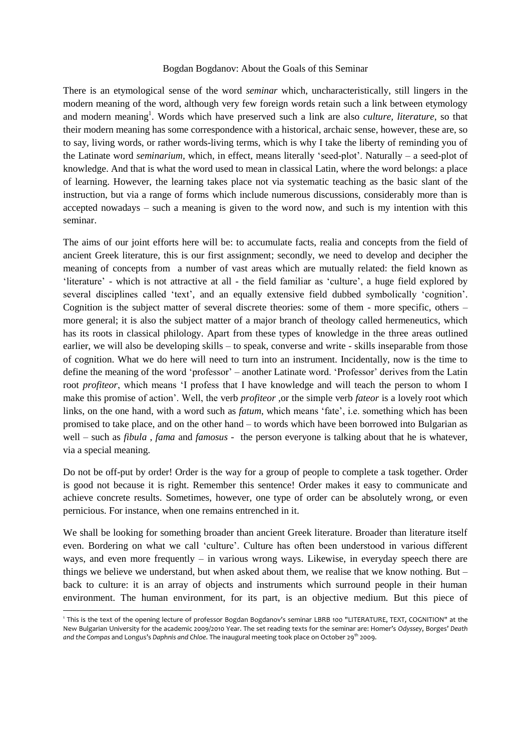# Bogdan Bogdanov: About the Goals of this Seminar

There is an etymological sense of the word *seminar* which, uncharacteristically, still lingers in the modern meaning of the word, although very few foreign words retain such a link between etymology and modern meaning[1]. Words which have preserved such a link are also *culture*, *literature*, so that their modern meaning has some correspondence with a historical, archaic sense, however, these are, so to say, living words, or rather words-living terms, which is why I take the liberty of reminding you of the Latinate word *seminarium*, which, in effect, means literally 'seed-plot'. Naturally – a seed-plot of knowledge. And that is what the word used to mean in classical Latin, where the word belongs: a place of learning. However, the learning takes place not via systematic teaching as the basic slant of the instruction, but via a range of forms which include numerous discussions, considerably more than is accepted nowadays – such a meaning is given to the word now, and such is my intention with this seminar.

The aims of our joint efforts here will be: to accumulate facts, realia and concepts from the field of ancient Greek literature, this is our first assignment; secondly, we need to develop and decipher the meaning of concepts from a number of vast areas which are mutually related: the field known as 'literature' - which is not attractive at all - the field familiar as 'culture', a huge field explored by several disciplines called 'text', and an equally extensive field dubbed symbolically 'cognition'. Cognition is the subject matter of several discrete theories: some of them - more specific, others – more general; it is also the subject matter of a major branch of theology called hermeneutics, which has its roots in classical philology. Apart from these types of knowledge in the three areas outlined earlier, we will also be developing skills – to speak, converse and write - skills inseparable from those of cognition. What we do here will need to turn into an instrument. Incidentally, now is the time to define the meaning of the word 'professor' – another Latinate word. 'Professor' derives from the Latin root *profiteor*, which means 'I profess that I have knowledge and will teach the person to whom I make this promise of action'. Well, the verb *profiteor* ,or the simple verb *fateor* is a lovely root which links, on the one hand, with a word such as *fatum*, which means 'fate', i.e. something which has been promised to take place, and on the other hand – to words which have been borrowed into Bulgarian as well – such as *fibula* , *fama* and *famosus* - the person everyone is talking about that he is whatever, via a special meaning.

Do not be off-put by order! Order is the way for a group of people to complete a task together. Order is good not because it is right. Remember this sentence! Order makes it easy to communicate and achieve concrete results. Sometimes, however, one type of order can be absolutely wrong, or even pernicious. For instance, when one remains entrenched in it.

We shall be looking for something broader than ancient Greek literature. Broader than literature itself even. Bordering on what we call 'culture'. Culture has often been understood in various different ways, and even more frequently – in various wrong ways. Likewise, in everyday speech there are things we believe we understand, but when asked about them, we realise that we know nothing. But – back to culture: it is an array of objects and instruments which surround people in their human environment. The human environment, for its part, is an objective medium. But this piece of

---

[1] This is the text of the opening lecture of professor Bogdan Bogdanov's seminar LBRB 100 "LITERATURE, TEXT, COGNITION" at the New Bulgarian University for the academic 2009/2010 Year. The set reading texts for the seminar are: Homer's *Odyssey*, Borges' *Death and the Compas* and Longus's *Daphnis and Chloe*. The inaugural meeting took place on October 29th 2009.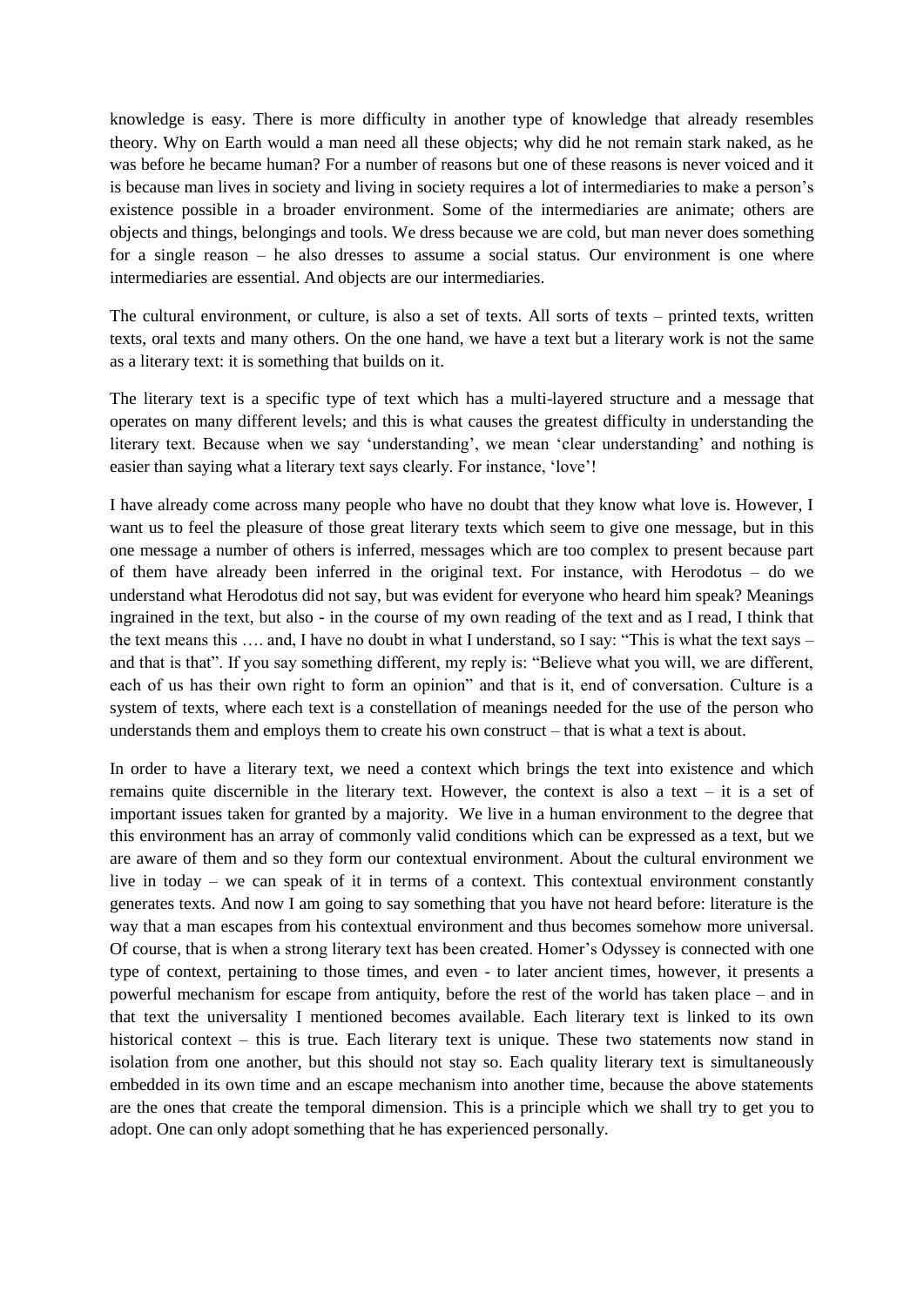knowledge is easy. There is more difficulty in another type of knowledge that already resembles theory. Why on Earth would a man need all these objects; why did he not remain stark naked, as he was before he became human? For a number of reasons but one of these reasons is never voiced and it is because man lives in society and living in society requires a lot of intermediaries to make a person's existence possible in a broader environment. Some of the intermediaries are animate; others are objects and things, belongings and tools. We dress because we are cold, but man never does something for a single reason – he also dresses to assume a social status. Our environment is one where intermediaries are essential. And objects are our intermediaries.

The cultural environment, or culture, is also a set of texts. All sorts of texts – printed texts, written texts, oral texts and many others. On the one hand, we have a text but a literary work is not the same as a literary text: it is something that builds on it.

The literary text is a specific type of text which has a multi-layered structure and a message that operates on many different levels; and this is what causes the greatest difficulty in understanding the literary text. Because when we say 'understanding', we mean 'clear understanding' and nothing is easier than saying what a literary text says clearly. For instance, 'love'!

I have already come across many people who have no doubt that they know what love is. However, I want us to feel the pleasure of those great literary texts which seem to give one message, but in this one message a number of others is inferred, messages which are too complex to present because part of them have already been inferred in the original text. For instance, with Herodotus – do we understand what Herodotus did not say, but was evident for everyone who heard him speak? Meanings ingrained in the text, but also - in the course of my own reading of the text and as I read, I think that the text means this …. and, I have no doubt in what I understand, so I say: "This is what the text says – and that is that". If you say something different, my reply is: "Believe what you will, we are different, each of us has their own right to form an opinion" and that is it, end of conversation. Culture is a system of texts, where each text is a constellation of meanings needed for the use of the person who understands them and employs them to create his own construct – that is what a text is about.

In order to have a literary text, we need a context which brings the text into existence and which remains quite discernible in the literary text. However, the context is also a text – it is a set of important issues taken for granted by a majority. We live in a human environment to the degree that this environment has an array of commonly valid conditions which can be expressed as a text, but we are aware of them and so they form our contextual environment. About the cultural environment we live in today – we can speak of it in terms of a context. This contextual environment constantly generates texts. And now I am going to say something that you have not heard before: literature is the way that a man escapes from his contextual environment and thus becomes somehow more universal. Of course, that is when a strong literary text has been created. Homer's Odyssey is connected with one type of context, pertaining to those times, and even - to later ancient times, however, it presents a powerful mechanism for escape from antiquity, before the rest of the world has taken place – and in that text the universality I mentioned becomes available. Each literary text is linked to its own historical context – this is true. Each literary text is unique. These two statements now stand in isolation from one another, but this should not stay so. Each quality literary text is simultaneously embedded in its own time and an escape mechanism into another time, because the above statements are the ones that create the temporal dimension. This is a principle which we shall try to get you to adopt. One can only adopt something that he has experienced personally.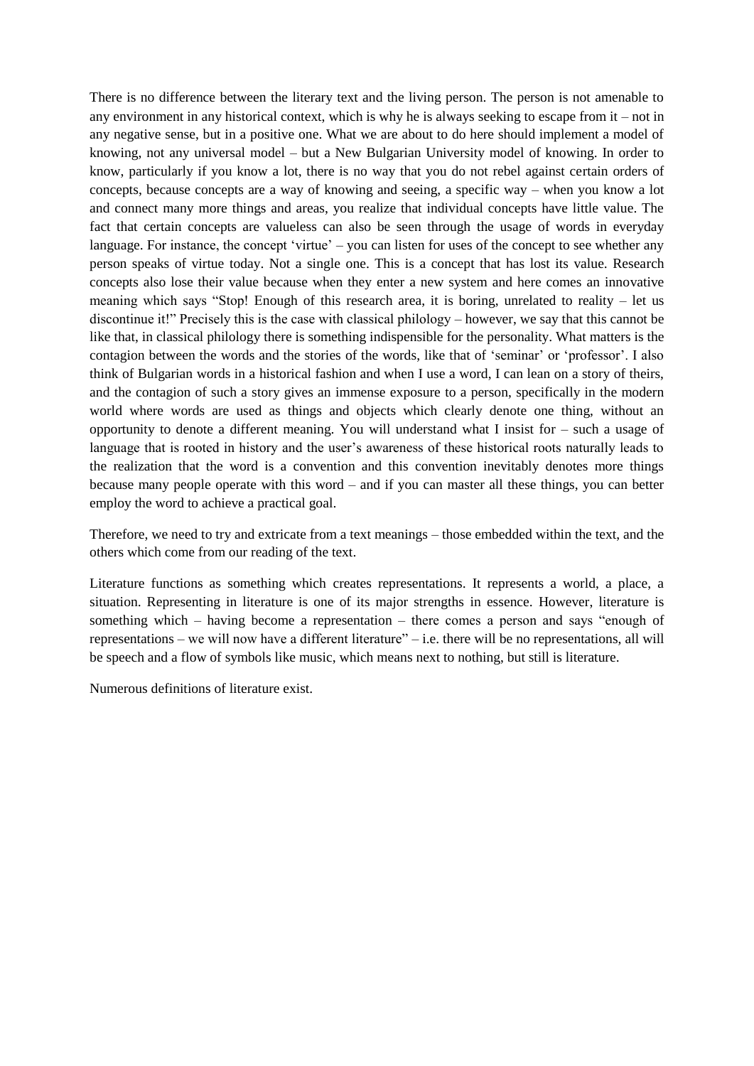There is no difference between the literary text and the living person. The person is not amenable to any environment in any historical context, which is why he is always seeking to escape from it – not in any negative sense, but in a positive one. What we are about to do here should implement a model of knowing, not any universal model – but a New Bulgarian University model of knowing. In order to know, particularly if you know a lot, there is no way that you do not rebel against certain orders of concepts, because concepts are a way of knowing and seeing, a specific way – when you know a lot and connect many more things and areas, you realize that individual concepts have little value. The fact that certain concepts are valueless can also be seen through the usage of words in everyday language. For instance, the concept 'virtue' – you can listen for uses of the concept to see whether any person speaks of virtue today. Not a single one. This is a concept that has lost its value. Research concepts also lose their value because when they enter a new system and here comes an innovative meaning which says "Stop! Enough of this research area, it is boring, unrelated to reality – let us discontinue it!" Precisely this is the case with classical philology – however, we say that this cannot be like that, in classical philology there is something indispensible for the personality. What matters is the contagion between the words and the stories of the words, like that of 'seminar' or 'professor'. I also think of Bulgarian words in a historical fashion and when I use a word, I can lean on a story of theirs, and the contagion of such a story gives an immense exposure to a person, specifically in the modern world where words are used as things and objects which clearly denote one thing, without an opportunity to denote a different meaning. You will understand what I insist for – such a usage of language that is rooted in history and the user's awareness of these historical roots naturally leads to the realization that the word is a convention and this convention inevitably denotes more things because many people operate with this word – and if you can master all these things, you can better employ the word to achieve a practical goal.

Therefore, we need to try and extricate from a text meanings – those embedded within the text, and the others which come from our reading of the text.

Literature functions as something which creates representations. It represents a world, a place, a situation. Representing in literature is one of its major strengths in essence. However, literature is something which – having become a representation – there comes a person and says "enough of representations – we will now have a different literature" – i.e. there will be no representations, all will be speech and a flow of symbols like music, which means next to nothing, but still is literature.

Numerous definitions of literature exist.